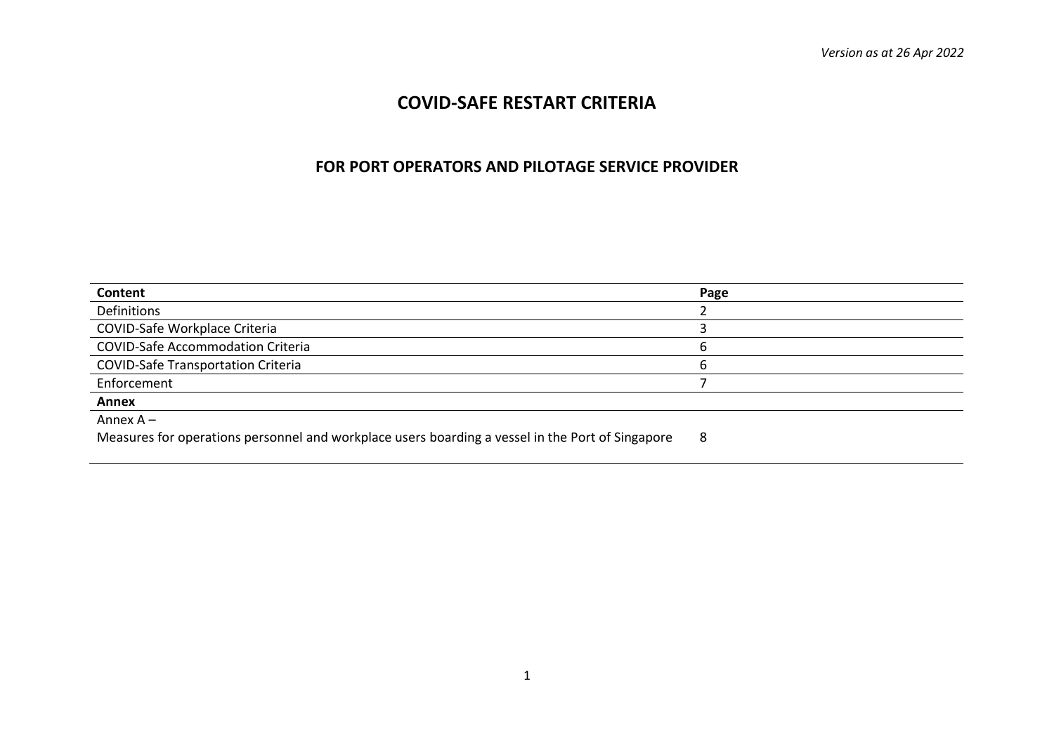*Version as at 26 Apr 2022*

# COVID-SAFE RESTART CRITERIA

## FOR PORT OPERATORS AND PILOTAGE SERVICE PROVIDER

| Content | Page |
|---|---|
| Definitions | 2 |
| COVID-Safe Workplace Criteria | 3 |
| COVID-Safe Accommodation Criteria | 6 |
| COVID-Safe Transportation Criteria | 6 |
| Enforcement | 7 |
| **Annex** | |
| Annex A – Measures for operations personnel and workplace users boarding a vessel in the Port of Singapore | 8 |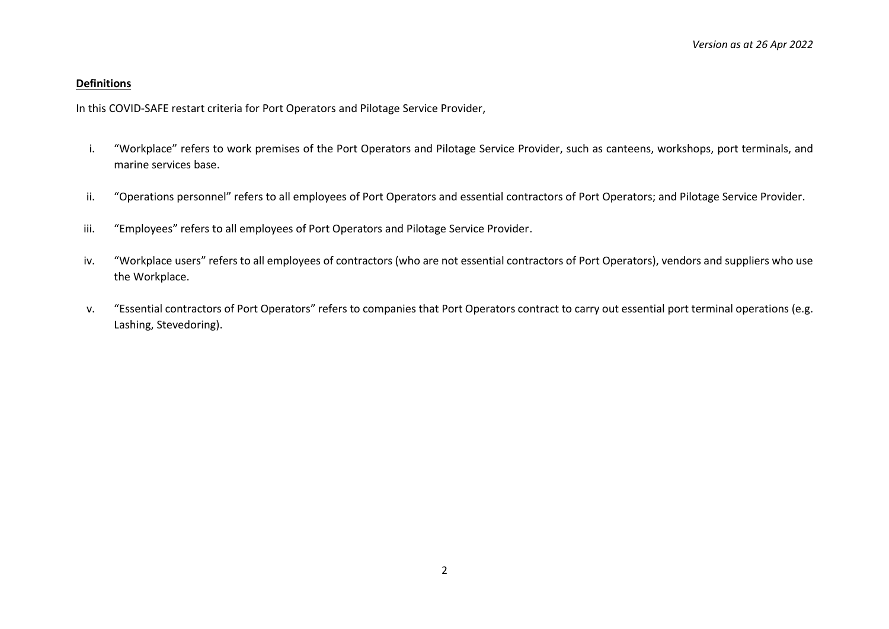**Definitions**

In this COVID-SAFE restart criteria for Port Operators and Pilotage Service Provider,

i. "Workplace" refers to work premises of the Port Operators and Pilotage Service Provider, such as canteens, workshops, port terminals, and marine services base.

ii. "Operations personnel" refers to all employees of Port Operators and essential contractors of Port Operators; and Pilotage Service Provider.

iii. "Employees" refers to all employees of Port Operators and Pilotage Service Provider.

iv. "Workplace users" refers to all employees of contractors (who are not essential contractors of Port Operators), vendors and suppliers who use the Workplace.

v. "Essential contractors of Port Operators" refers to companies that Port Operators contract to carry out essential port terminal operations (e.g. Lashing, Stevedoring).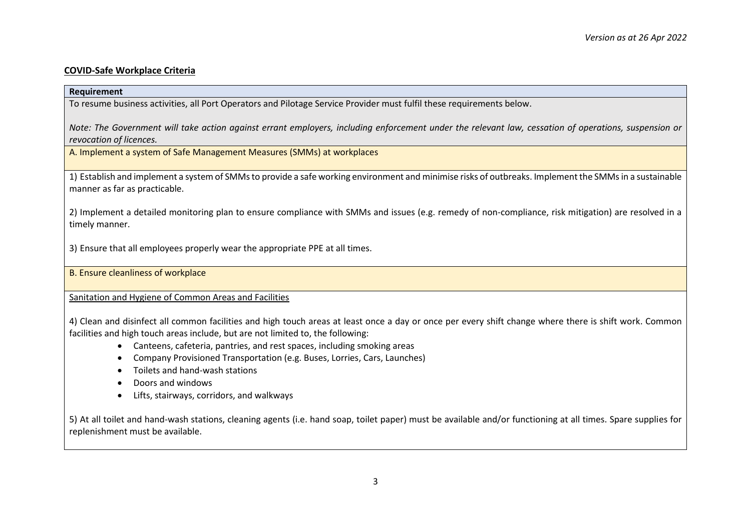*Version as at 26 Apr 2022*

## COVID-Safe Workplace Criteria

**Requirement**

To resume business activities, all Port Operators and Pilotage Service Provider must fulfil these requirements below.

*Note: The Government will take action against errant employers, including enforcement under the relevant law, cessation of operations, suspension or revocation of licences.*

A. Implement a system of Safe Management Measures (SMMs) at workplaces

1) Establish and implement a system of SMMs to provide a safe working environment and minimise risks of outbreaks. Implement the SMMs in a sustainable manner as far as practicable.

2) Implement a detailed monitoring plan to ensure compliance with SMMs and issues (e.g. remedy of non-compliance, risk mitigation) are resolved in a timely manner.

3) Ensure that all employees properly wear the appropriate PPE at all times.

B. Ensure cleanliness of workplace

Sanitation and Hygiene of Common Areas and Facilities

4) Clean and disinfect all common facilities and high touch areas at least once a day or once per every shift change where there is shift work. Common facilities and high touch areas include, but are not limited to, the following:

- Canteens, cafeteria, pantries, and rest spaces, including smoking areas
- Company Provisioned Transportation (e.g. Buses, Lorries, Cars, Launches)
- Toilets and hand-wash stations
- Doors and windows
- Lifts, stairways, corridors, and walkways

5) At all toilet and hand-wash stations, cleaning agents (i.e. hand soap, toilet paper) must be available and/or functioning at all times. Spare supplies for replenishment must be available.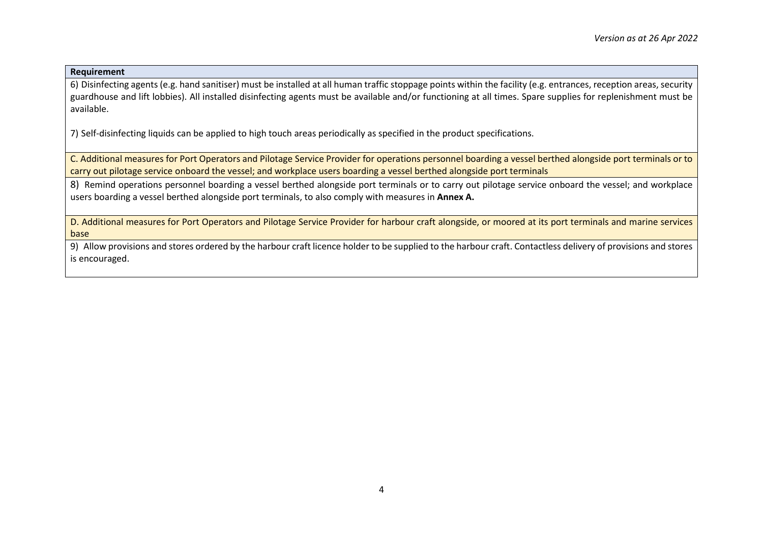| Requirement |
| --- |
| 6) Disinfecting agents (e.g. hand sanitiser) must be installed at all human traffic stoppage points within the facility (e.g. entrances, reception areas, security guardhouse and lift lobbies). All installed disinfecting agents must be available and/or functioning at all times. Spare supplies for replenishment must be available.<br><br>7) Self-disinfecting liquids can be applied to high touch areas periodically as specified in the product specifications. |
| C. Additional measures for Port Operators and Pilotage Service Provider for operations personnel boarding a vessel berthed alongside port terminals or to carry out pilotage service onboard the vessel; and workplace users boarding a vessel berthed alongside port terminals |
| 8) Remind operations personnel boarding a vessel berthed alongside port terminals or to carry out pilotage service onboard the vessel; and workplace users boarding a vessel berthed alongside port terminals, to also comply with measures in **Annex A.** |
| D. Additional measures for Port Operators and Pilotage Service Provider for harbour craft alongside, or moored at its port terminals and marine services base |
| 9) Allow provisions and stores ordered by the harbour craft licence holder to be supplied to the harbour craft. Contactless delivery of provisions and stores is encouraged. |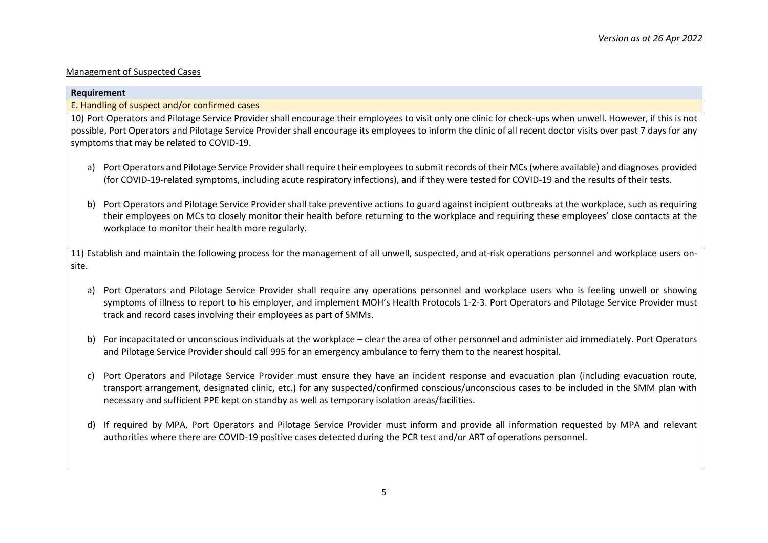Management of Suspected Cases

| Requirement |
| --- |
| E. Handling of suspect and/or confirmed cases |
| 10) Port Operators and Pilotage Service Provider shall encourage their employees to visit only one clinic for check-ups when unwell. However, if this is not possible, Port Operators and Pilotage Service Provider shall encourage its employees to inform the clinic of all recent doctor visits over past 7 days for any symptoms that may be related to COVID-19.<br><br>a) Port Operators and Pilotage Service Provider shall require their employees to submit records of their MCs (where available) and diagnoses provided (for COVID-19-related symptoms, including acute respiratory infections), and if they were tested for COVID-19 and the results of their tests.<br><br>b) Port Operators and Pilotage Service Provider shall take preventive actions to guard against incipient outbreaks at the workplace, such as requiring their employees on MCs to closely monitor their health before returning to the workplace and requiring these employees' close contacts at the workplace to monitor their health more regularly. |
| 11) Establish and maintain the following process for the management of all unwell, suspected, and at-risk operations personnel and workplace users on-site.<br><br>a) Port Operators and Pilotage Service Provider shall require any operations personnel and workplace users who is feeling unwell or showing symptoms of illness to report to his employer, and implement MOH's Health Protocols 1-2-3. Port Operators and Pilotage Service Provider must track and record cases involving their employees as part of SMMs.<br><br>b) For incapacitated or unconscious individuals at the workplace – clear the area of other personnel and administer aid immediately. Port Operators and Pilotage Service Provider should call 995 for an emergency ambulance to ferry them to the nearest hospital.<br><br>c) Port Operators and Pilotage Service Provider must ensure they have an incident response and evacuation plan (including evacuation route, transport arrangement, designated clinic, etc.) for any suspected/confirmed conscious/unconscious cases to be included in the SMM plan with necessary and sufficient PPE kept on standby as well as temporary isolation areas/facilities.<br><br>d) If required by MPA, Port Operators and Pilotage Service Provider must inform and provide all information requested by MPA and relevant authorities where there are COVID-19 positive cases detected during the PCR test and/or ART of operations personnel. |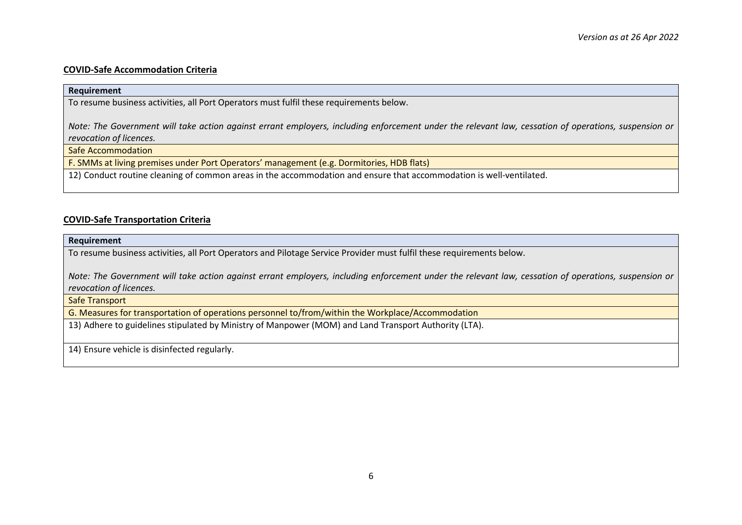*Version as at 26 Apr 2022*

**COVID-Safe Accommodation Criteria**

| Requirement |
| --- |
| To resume business activities, all Port Operators must fulfil these requirements below.<br><br>*Note: The Government will take action against errant employers, including enforcement under the relevant law, cessation of operations, suspension or revocation of licences.* |
| Safe Accommodation |
| F. SMMs at living premises under Port Operators' management (e.g. Dormitories, HDB flats) |
| 12) Conduct routine cleaning of common areas in the accommodation and ensure that accommodation is well-ventilated. |

**COVID-Safe Transportation Criteria**

| Requirement |
| --- |
| To resume business activities, all Port Operators and Pilotage Service Provider must fulfil these requirements below.<br><br>*Note: The Government will take action against errant employers, including enforcement under the relevant law, cessation of operations, suspension or revocation of licences.* |
| Safe Transport |
| G. Measures for transportation of operations personnel to/from/within the Workplace/Accommodation |
| 13) Adhere to guidelines stipulated by Ministry of Manpower (MOM) and Land Transport Authority (LTA). |
| 14) Ensure vehicle is disinfected regularly. |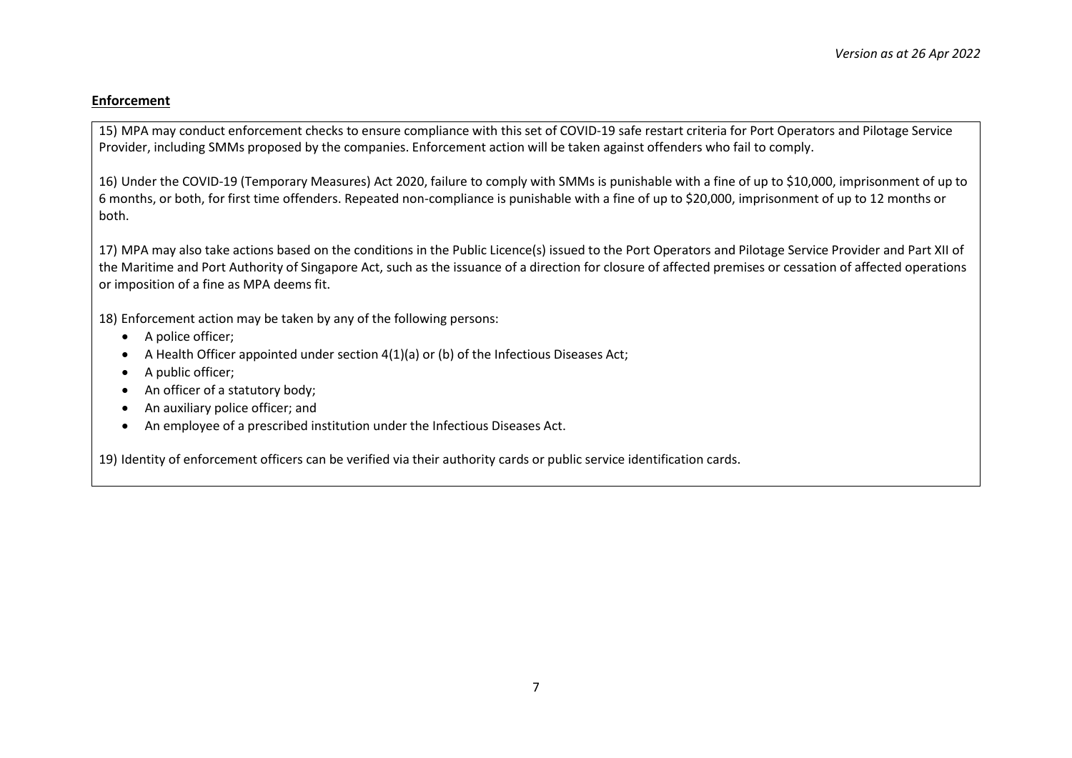**Enforcement**

15) MPA may conduct enforcement checks to ensure compliance with this set of COVID-19 safe restart criteria for Port Operators and Pilotage Service Provider, including SMMs proposed by the companies. Enforcement action will be taken against offenders who fail to comply.

16) Under the COVID-19 (Temporary Measures) Act 2020, failure to comply with SMMs is punishable with a fine of up to $10,000, imprisonment of up to 6 months, or both, for first time offenders. Repeated non-compliance is punishable with a fine of up to $20,000, imprisonment of up to 12 months or both.

17) MPA may also take actions based on the conditions in the Public Licence(s) issued to the Port Operators and Pilotage Service Provider and Part XII of the Maritime and Port Authority of Singapore Act, such as the issuance of a direction for closure of affected premises or cessation of affected operations or imposition of a fine as MPA deems fit.

18) Enforcement action may be taken by any of the following persons:

- A police officer;
- A Health Officer appointed under section 4(1)(a) or (b) of the Infectious Diseases Act;
- A public officer;
- An officer of a statutory body;
- An auxiliary police officer; and
- An employee of a prescribed institution under the Infectious Diseases Act.

19) Identity of enforcement officers can be verified via their authority cards or public service identification cards.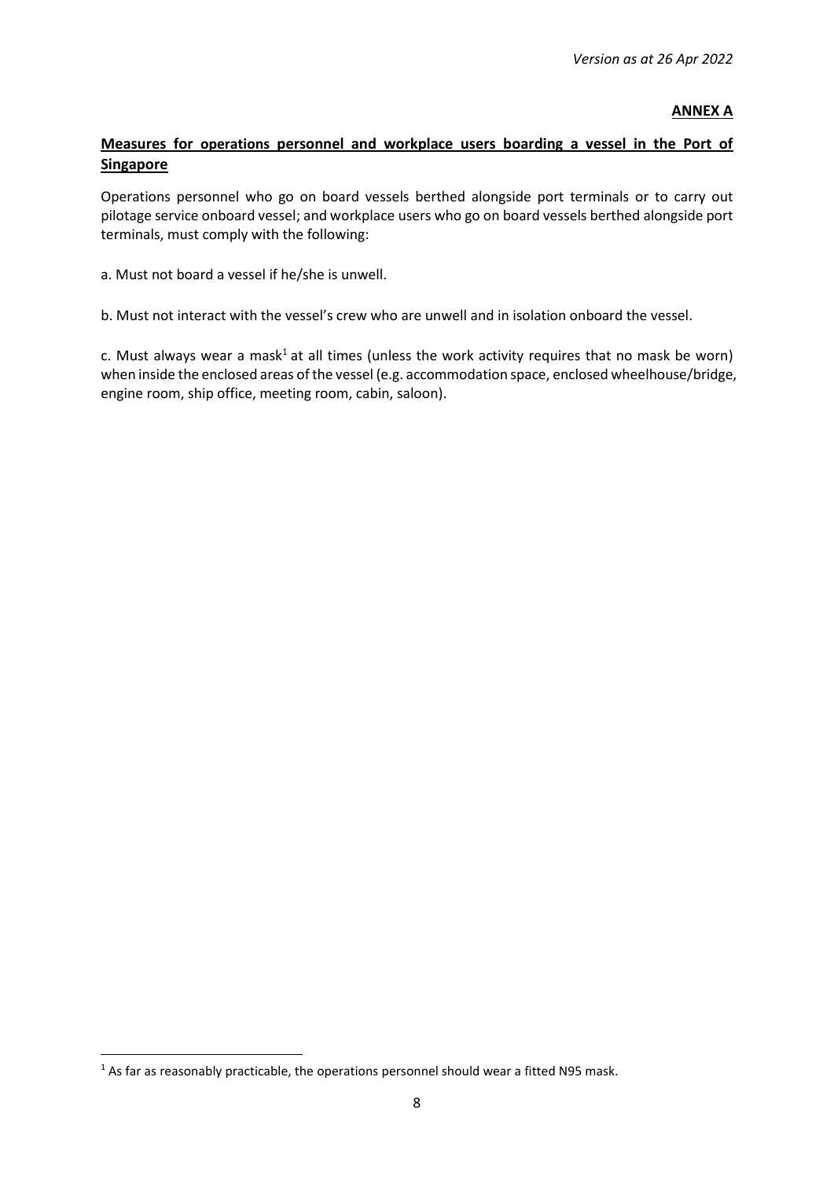*Version as at 26 Apr 2022*

**ANNEX A**

**Measures for operations personnel and workplace users boarding a vessel in the Port of Singapore**

Operations personnel who go on board vessels berthed alongside port terminals or to carry out pilotage service onboard vessel; and workplace users who go on board vessels berthed alongside port terminals, must comply with the following:

a. Must not board a vessel if he/she is unwell.

b. Must not interact with the vessel's crew who are unwell and in isolation onboard the vessel.

c. Must always wear a mask[1] at all times (unless the work activity requires that no mask be worn) when inside the enclosed areas of the vessel (e.g. accommodation space, enclosed wheelhouse/bridge, engine room, ship office, meeting room, cabin, saloon).

[1] As far as reasonably practicable, the operations personnel should wear a fitted N95 mask.